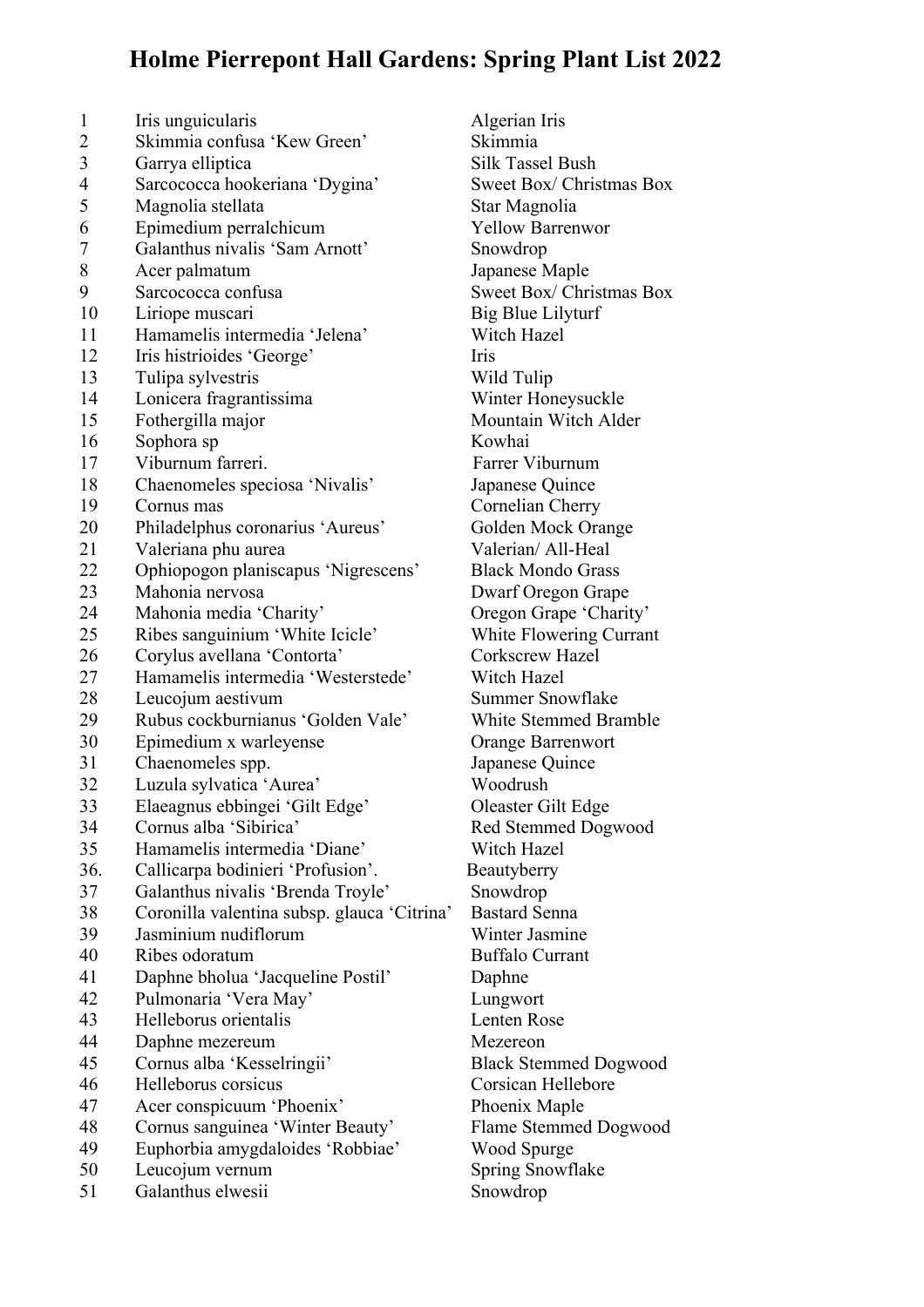# Holme Pierrepont Hall Gardens: Spring Plant List 2022

| No. | Botanical Name | Common Name |
|---|---|---|
| 1 | Iris unguicularis | Algerian Iris |
| 2 | Skimmia confusa 'Kew Green' | Skimmia |
| 3 | Garrya elliptica | Silk Tassel Bush |
| 4 | Sarcococca hookeriana 'Dygina' | Sweet Box/ Christmas Box |
| 5 | Magnolia stellata | Star Magnolia |
| 6 | Epimedium perralchicum | Yellow Barrenwor |
| 7 | Galanthus nivalis 'Sam Arnott' | Snowdrop |
| 8 | Acer palmatum | Japanese Maple |
| 9 | Sarcococca confusa | Sweet Box/ Christmas Box |
| 10 | Liriope muscari | Big Blue Lilyturf |
| 11 | Hamamelis intermedia 'Jelena' | Witch Hazel |
| 12 | Iris histrioides 'George' | Iris |
| 13 | Tulipa sylvestris | Wild Tulip |
| 14 | Lonicera fragrantissima | Winter Honeysuckle |
| 15 | Fothergilla major | Mountain Witch Alder |
| 16 | Sophora sp | Kowhai |
| 17 | Viburnum farreri. | Farrer Viburnum |
| 18 | Chaenomeles speciosa 'Nivalis' | Japanese Quince |
| 19 | Cornus mas | Cornelian Cherry |
| 20 | Philadelphus coronarius 'Aureus' | Golden Mock Orange |
| 21 | Valeriana phu aurea | Valerian/ All-Heal |
| 22 | Ophiopogon planiscapus 'Nigrescens' | Black Mondo Grass |
| 23 | Mahonia nervosa | Dwarf Oregon Grape |
| 24 | Mahonia media 'Charity' | Oregon Grape 'Charity' |
| 25 | Ribes sanguinium 'White Icicle' | White Flowering Currant |
| 26 | Corylus avellana 'Contorta' | Corkscrew Hazel |
| 27 | Hamamelis intermedia 'Westerstede' | Witch Hazel |
| 28 | Leucojum aestivum | Summer Snowflake |
| 29 | Rubus cockburnianus 'Golden Vale' | White Stemmed Bramble |
| 30 | Epimedium x warleyense | Orange Barrenwort |
| 31 | Chaenomeles spp. | Japanese Quince |
| 32 | Luzula sylvatica 'Aurea' | Woodrush |
| 33 | Elaeagnus ebbingei 'Gilt Edge' | Oleaster Gilt Edge |
| 34 | Cornus alba 'Sibirica' | Red Stemmed Dogwood |
| 35 | Hamamelis intermedia 'Diane' | Witch Hazel |
| 36. | Callicarpa bodinieri 'Profusion'. | Beautyberry |
| 37 | Galanthus nivalis 'Brenda Troyle' | Snowdrop |
| 38 | Coronilla valentina subsp. glauca 'Citrina' | Bastard Senna |
| 39 | Jasminium nudiflorum | Winter Jasmine |
| 40 | Ribes odoratum | Buffalo Currant |
| 41 | Daphne bholua 'Jacqueline Postil' | Daphne |
| 42 | Pulmonaria 'Vera May' | Lungwort |
| 43 | Helleborus orientalis | Lenten Rose |
| 44 | Daphne mezereum | Mezereon |
| 45 | Cornus alba 'Kesselringii' | Black Stemmed Dogwood |
| 46 | Helleborus corsicus | Corsican Hellebore |
| 47 | Acer conspicuum 'Phoenix' | Phoenix Maple |
| 48 | Cornus sanguinea 'Winter Beauty' | Flame Stemmed Dogwood |
| 49 | Euphorbia amygdaloides 'Robbiae' | Wood Spurge |
| 50 | Leucojum vernum | Spring Snowflake |
| 51 | Galanthus elwesii | Snowdrop |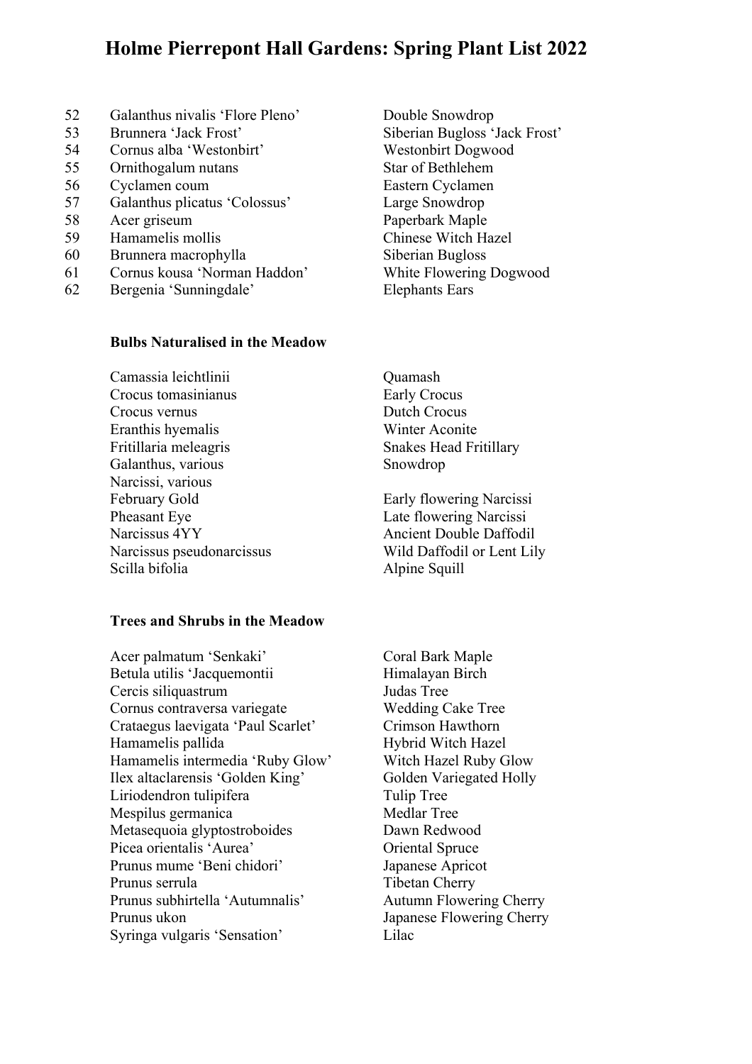# Holme Pierrepont Hall Gardens: Spring Plant List 2022

| | | |
|---|---|---|
| 52 | Galanthus nivalis 'Flore Pleno' | Double Snowdrop |
| 53 | Brunnera 'Jack Frost' | Siberian Bugloss 'Jack Frost' |
| 54 | Cornus alba 'Westonbirt' | Westonbirt Dogwood |
| 55 | Ornithogalum nutans | Star of Bethlehem |
| 56 | Cyclamen coum | Eastern Cyclamen |
| 57 | Galanthus plicatus 'Colossus' | Large Snowdrop |
| 58 | Acer griseum | Paperbark Maple |
| 59 | Hamamelis mollis | Chinese Witch Hazel |
| 60 | Brunnera macrophylla | Siberian Bugloss |
| 61 | Cornus kousa 'Norman Haddon' | White Flowering Dogwood |
| 62 | Bergenia 'Sunningdale' | Elephants Ears |

**Bulbs Naturalised in the Meadow**

| | |
|---|---|
| Camassia leichtlinii | Quamash |
| Crocus tomasinianus | Early Crocus |
| Crocus vernus | Dutch Crocus |
| Eranthis hyemalis | Winter Aconite |
| Fritillaria meleagris | Snakes Head Fritillary |
| Galanthus, various | Snowdrop |
| Narcissi, various | |
| February Gold | Early flowering Narcissi |
| Pheasant Eye | Late flowering Narcissi |
| Narcissus 4YY | Ancient Double Daffodil |
| Narcissus pseudonarcissus | Wild Daffodil or Lent Lily |
| Scilla bifolia | Alpine Squill |

**Trees and Shrubs in the Meadow**

| | |
|---|---|
| Acer palmatum 'Senkaki' | Coral Bark Maple |
| Betula utilis 'Jacquemontii | Himalayan Birch |
| Cercis siliquastrum | Judas Tree |
| Cornus contraversa variegate | Wedding Cake Tree |
| Crataegus laevigata 'Paul Scarlet' | Crimson Hawthorn |
| Hamamelis pallida | Hybrid Witch Hazel |
| Hamamelis intermedia 'Ruby Glow' | Witch Hazel Ruby Glow |
| Ilex altaclarensis 'Golden King' | Golden Variegated Holly |
| Liriodendron tulipifera | Tulip Tree |
| Mespilus germanica | Medlar Tree |
| Metasequoia glyptostroboides | Dawn Redwood |
| Picea orientalis 'Aurea' | Oriental Spruce |
| Prunus mume 'Beni chidori' | Japanese Apricot |
| Prunus serrula | Tibetan Cherry |
| Prunus subhirtella 'Autumnalis' | Autumn Flowering Cherry |
| Prunus ukon | Japanese Flowering Cherry |
| Syringa vulgaris 'Sensation' | Lilac |